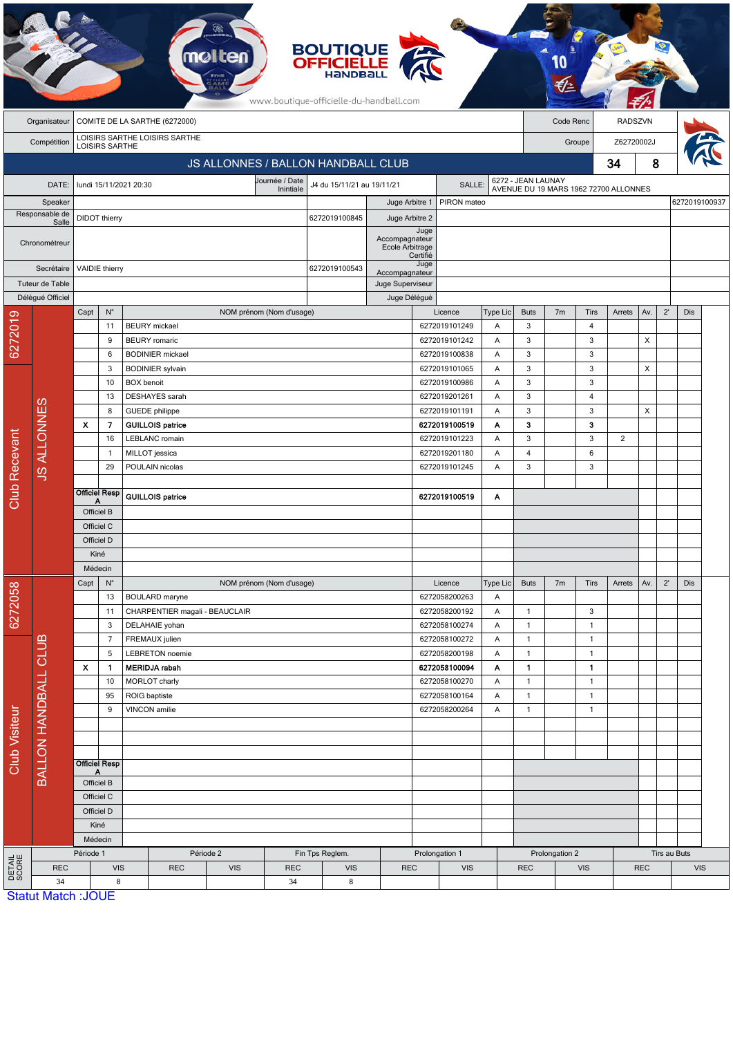BOUTIQUE OFFICIELLE HANDBALL

www.boutique-officielle-du-handball.com

| | | | |
|---|---|---|---|
| Organisateur | COMITE DE LA SARTHE (6272000) | Code Renc | RADSZVN |
| Compétition | LOISIRS SARTHE LOISIRS SARTHE LOISIRS SARTHE | Groupe | Z62720002J |

## JS ALLONNES / BALLON HANDBALL CLUB — 34 - 8

| | | | | | |
|---|---|---|---|---|---|
| DATE: | lundi 15/11/2021 20:30 | Journée / Date Initiale | J4 du 15/11/21 au 19/11/21 | SALLE: | 6272 - JEAN LAUNAY AVENUE DU 19 MARS 1962 72700 ALLONNES |

| | | | | | |
|---|---|---|---|---|---|
| Speaker | | | Juge Arbitre 1 | PIRON mateo | 6272019100937 |
| Responsable de Salle | DIDOT thierry | 6272019100845 | Juge Arbitre 2 | | |
| Chronométreur | | | Juge Accompagnateur Ecole Arbitrage Certifié | | |
| Secrétaire | VAIDIE thierry | 6272019100543 | Juge Accompagnateur | | |
| Tuteur de Table | | | Juge Superviseur | | |
| Délégué Officiel | | | Juge Délégué | | |

### Club Recevant — 6272019 — JS ALLONNES

| Capt | N° | NOM prénom (Nom d'usage) | Licence | Type Lic | Buts | 7m | Tirs | Arrets | Av. | 2' | Dis |
|---|---|---|---|---|---|---|---|---|---|---|---|
| | 11 | BEURY mickael | 6272019101249 | A | 3 | | 4 | | | | |
| | 9 | BEURY romaric | 6272019101242 | A | 3 | | 3 | | X | | |
| | 6 | BODINIER mickael | 6272019100838 | A | 3 | | 3 | | | | |
| | 3 | BODINIER sylvain | 6272019101065 | A | 3 | | 3 | | X | | |
| | 10 | BOX benoit | 6272019100986 | A | 3 | | 3 | | | | |
| | 13 | DESHAYES sarah | 6272019201261 | A | 3 | | 4 | | | | |
| | 8 | GUEDE philippe | 6272019101191 | A | 3 | | 3 | | X | | |
| **X** | **7** | **GUILLOIS patrice** | **6272019100519** | **A** | **3** | | **3** | | | | |
| | 16 | LEBLANC romain | 6272019101223 | A | 3 | | 3 | 2 | | | |
| | 1 | MILLOT jessica | 6272019201180 | A | 4 | | 6 | | | | |
| | 29 | POULAIN nicolas | 6272019101245 | A | 3 | | 3 | | | | |
| | | | | | | | | | | | |
| Officiel Resp A | | GUILLOIS patrice | 6272019100519 | A | | | | | | | |
| Officiel B | | | | | | | | | | | |
| Officiel C | | | | | | | | | | | |
| Officiel D | | | | | | | | | | | |
| Kiné | | | | | | | | | | | |
| Médecin | | | | | | | | | | | |

### Club Visiteur — 6272058 — BALLON HANDBALL CLUB

| Capt | N° | NOM prénom (Nom d'usage) | Licence | Type Lic | Buts | 7m | Tirs | Arrets | Av. | 2' | Dis |
|---|---|---|---|---|---|---|---|---|---|---|---|
| | 13 | BOULARD maryne | 6272058200263 | A | | | | | | | |
| | 11 | CHARPENTIER magali - BEAUCLAIR | 6272058200192 | A | 1 | | 3 | | | | |
| | 3 | DELAHAIE yohan | 6272058100274 | A | 1 | | 1 | | | | |
| | 7 | FREMAUX julien | 6272058100272 | A | 1 | | 1 | | | | |
| | 5 | LEBRETON noemie | 6272058200198 | A | 1 | | 1 | | | | |
| **X** | **1** | **MERIDJA rabah** | **6272058100094** | **A** | **1** | | **1** | | | | |
| | 10 | MORLOT charly | 6272058100270 | A | 1 | | 1 | | | | |
| | 95 | ROIG baptiste | 6272058100164 | A | 1 | | 1 | | | | |
| | 9 | VINCON amilie | 6272058200264 | A | 1 | | 1 | | | | |
| | | | | | | | | | | | |
| | | | | | | | | | | | |
| | | | | | | | | | | | |
| Officiel Resp A | | | | | | | | | | | |
| Officiel B | | | | | | | | | | | |
| Officiel C | | | | | | | | | | | |
| Officiel D | | | | | | | | | | | |
| Kiné | | | | | | | | | | | |
| Médecin | | | | | | | | | | | |

### DETAIL SCORE

| Période 1 | | Période 2 | | Fin Tps Reglem. | | Prolongation 1 | | Prolongation 2 | | Tirs au Buts | |
|---|---|---|---|---|---|---|---|---|---|---|---|
| REC | VIS | REC | VIS | REC | VIS | REC | VIS | REC | VIS | REC | VIS |
| 34 | 8 | | | 34 | 8 | | | | | | |

Statut Match :JOUE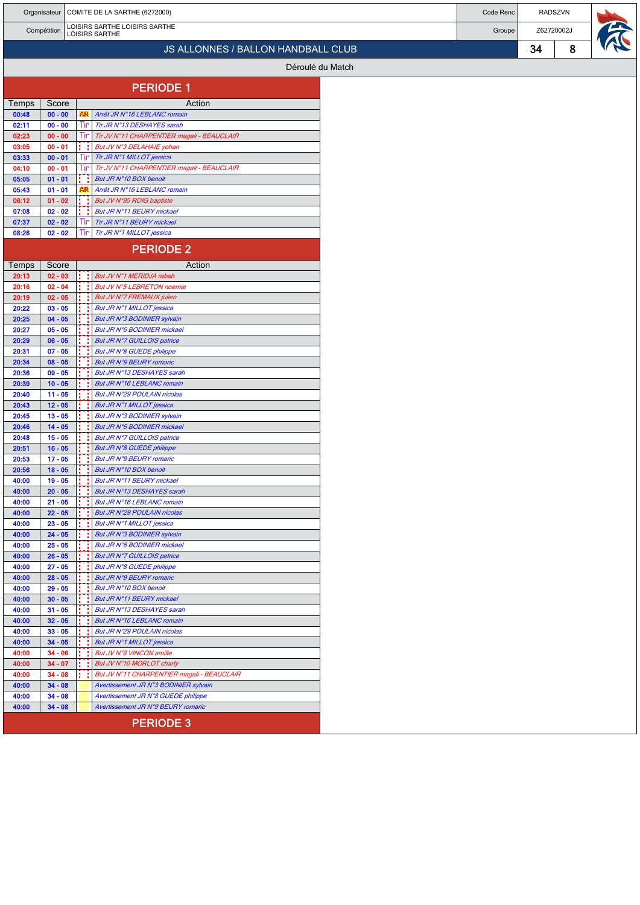| Organisateur | COMITE DE LA SARTHE (6272000) | Code Renc | RADSZVN |
|---|---|---|---|
| Compétition | LOISIRS SARTHE LOISIRS SARTHE LOISIRS SARTHE | Groupe | Z62720002J |

## JS ALLONNES / BALLON HANDBALL CLUB — 34 - 8

### Déroulé du Match

## PERIODE 1

| Temps | Score | | Action |
|---|---|---|---|
| 00:48 | 00 - 00 | AR | Arrêt JR N°16 LEBLANC romain |
| 02:11 | 00 - 00 | Tir | Tir JR N°13 DESHAYES sarah |
| 02:23 | 00 - 00 | Tir | Tir JV N°11 CHARPENTIER magali - BEAUCLAIR |
| 03:05 | 00 - 01 | | But JV N°3 DELAHAIE yohan |
| 03:33 | 00 - 01 | Tir | Tir JR N°1 MILLOT jessica |
| 04:10 | 00 - 01 | Tir | Tir JV N°11 CHARPENTIER magali - BEAUCLAIR |
| 05:05 | 01 - 01 | | But JR N°10 BOX benoit |
| 05:43 | 01 - 01 | AR | Arrêt JR N°16 LEBLANC romain |
| 06:12 | 01 - 02 | | But JV N°95 ROIG baptiste |
| 07:08 | 02 - 02 | | But JR N°11 BEURY mickael |
| 07:37 | 02 - 02 | Tir | Tir JR N°11 BEURY mickael |
| 08:26 | 02 - 02 | Tir | Tir JR N°1 MILLOT jessica |

## PERIODE 2

| Temps | Score | | Action |
|---|---|---|---|
| 20:13 | 02 - 03 | | But JV N°1 MERIDJA rabah |
| 20:16 | 02 - 04 | | But JV N°5 LEBRETON noemie |
| 20:19 | 02 - 05 | | But JV N°7 FREMAUX julien |
| 20:22 | 03 - 05 | | But JR N°1 MILLOT jessica |
| 20:25 | 04 - 05 | | But JR N°3 BODINIER sylvain |
| 20:27 | 05 - 05 | | But JR N°6 BODINIER mickael |
| 20:29 | 06 - 05 | | But JR N°7 GUILLOIS patrice |
| 20:31 | 07 - 05 | | But JR N°8 GUEDE philippe |
| 20:34 | 08 - 05 | | But JR N°9 BEURY romaric |
| 20:36 | 09 - 05 | | But JR N°13 DESHAYES sarah |
| 20:39 | 10 - 05 | | But JR N°16 LEBLANC romain |
| 20:40 | 11 - 05 | | But JR N°29 POULAIN nicolas |
| 20:43 | 12 - 05 | | But JR N°1 MILLOT jessica |
| 20:45 | 13 - 05 | | But JR N°3 BODINIER sylvain |
| 20:46 | 14 - 05 | | But JR N°6 BODINIER mickael |
| 20:48 | 15 - 05 | | But JR N°7 GUILLOIS patrice |
| 20:51 | 16 - 05 | | But JR N°8 GUEDE philippe |
| 20:53 | 17 - 05 | | But JR N°9 BEURY romaric |
| 20:56 | 18 - 05 | | But JR N°10 BOX benoit |
| 40:00 | 19 - 05 | | But JR N°11 BEURY mickael |
| 40:00 | 20 - 05 | | But JR N°13 DESHAYES sarah |
| 40:00 | 21 - 05 | | But JR N°16 LEBLANC romain |
| 40:00 | 22 - 05 | | But JR N°29 POULAIN nicolas |
| 40:00 | 23 - 05 | | But JR N°1 MILLOT jessica |
| 40:00 | 24 - 05 | | But JR N°3 BODINIER sylvain |
| 40:00 | 25 - 05 | | But JR N°6 BODINIER mickael |
| 40:00 | 26 - 05 | | But JR N°7 GUILLOIS patrice |
| 40:00 | 27 - 05 | | But JR N°8 GUEDE philippe |
| 40:00 | 28 - 05 | | But JR N°9 BEURY romaric |
| 40:00 | 29 - 05 | | But JR N°10 BOX benoit |
| 40:00 | 30 - 05 | | But JR N°11 BEURY mickael |
| 40:00 | 31 - 05 | | But JR N°13 DESHAYES sarah |
| 40:00 | 32 - 05 | | But JR N°16 LEBLANC romain |
| 40:00 | 33 - 05 | | But JR N°29 POULAIN nicolas |
| 40:00 | 34 - 05 | | But JR N°1 MILLOT jessica |
| 40:00 | 34 - 06 | | But JV N°9 VINCON amilie |
| 40:00 | 34 - 07 | | But JV N°10 MORLOT charly |
| 40:00 | 34 - 08 | | But JV N°11 CHARPENTIER magali - BEAUCLAIR |
| 40:00 | 34 - 08 | | Avertissement JR N°3 BODINIER sylvain |
| 40:00 | 34 - 08 | | Avertissement JR N°8 GUEDE philippe |
| 40:00 | 34 - 08 | | Avertissement JR N°9 BEURY romaric |

## PERIODE 3